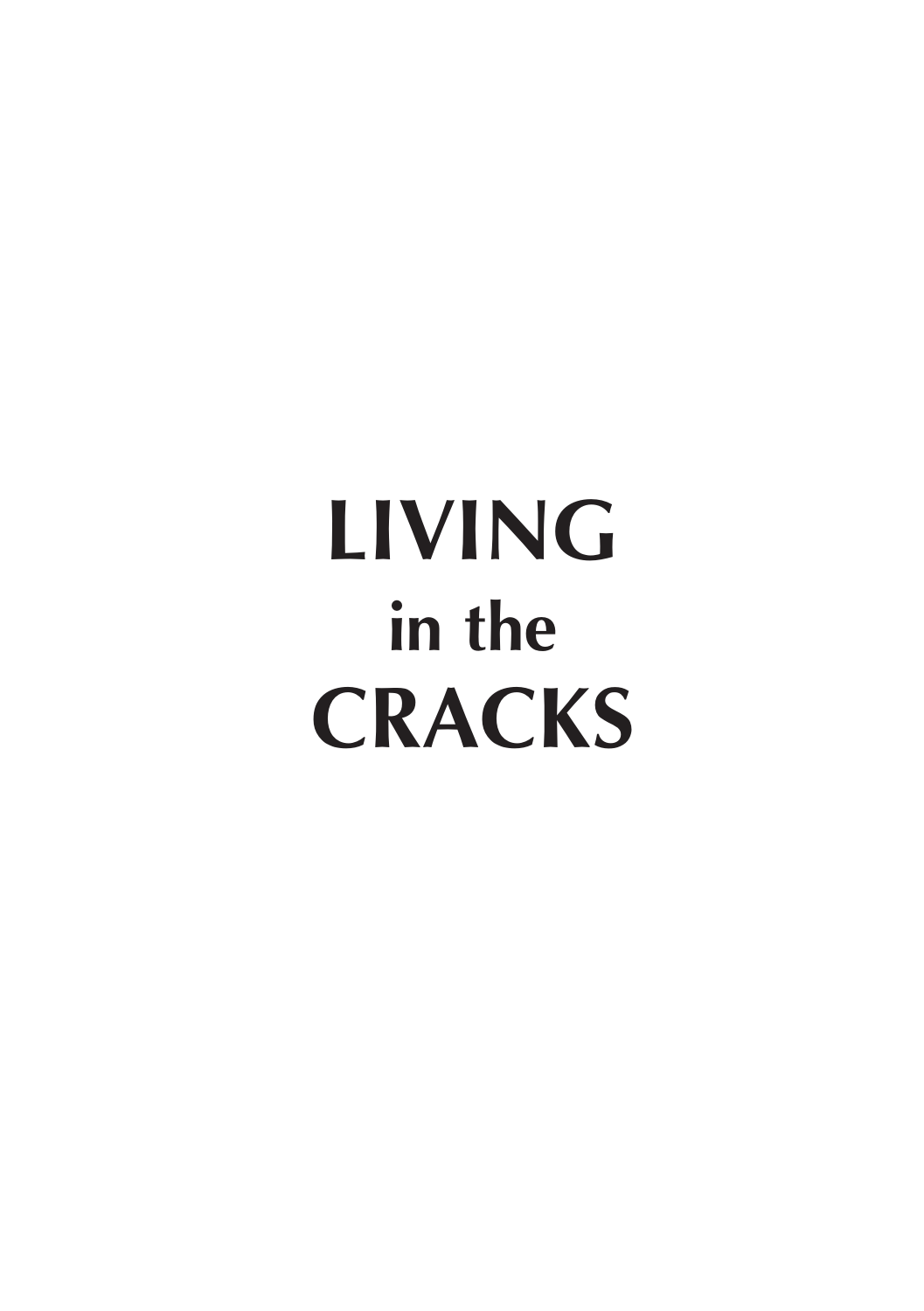# LIVING
## in the
# CRACKS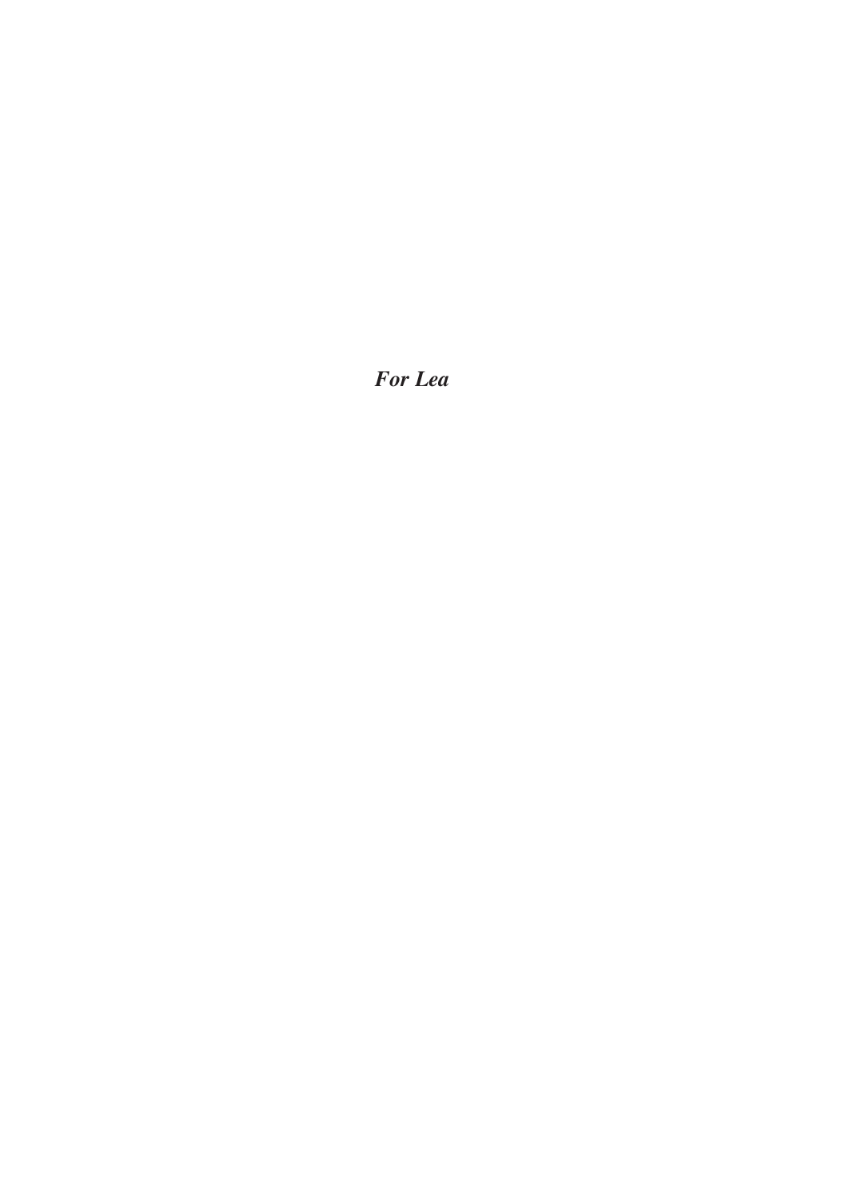***For Lea***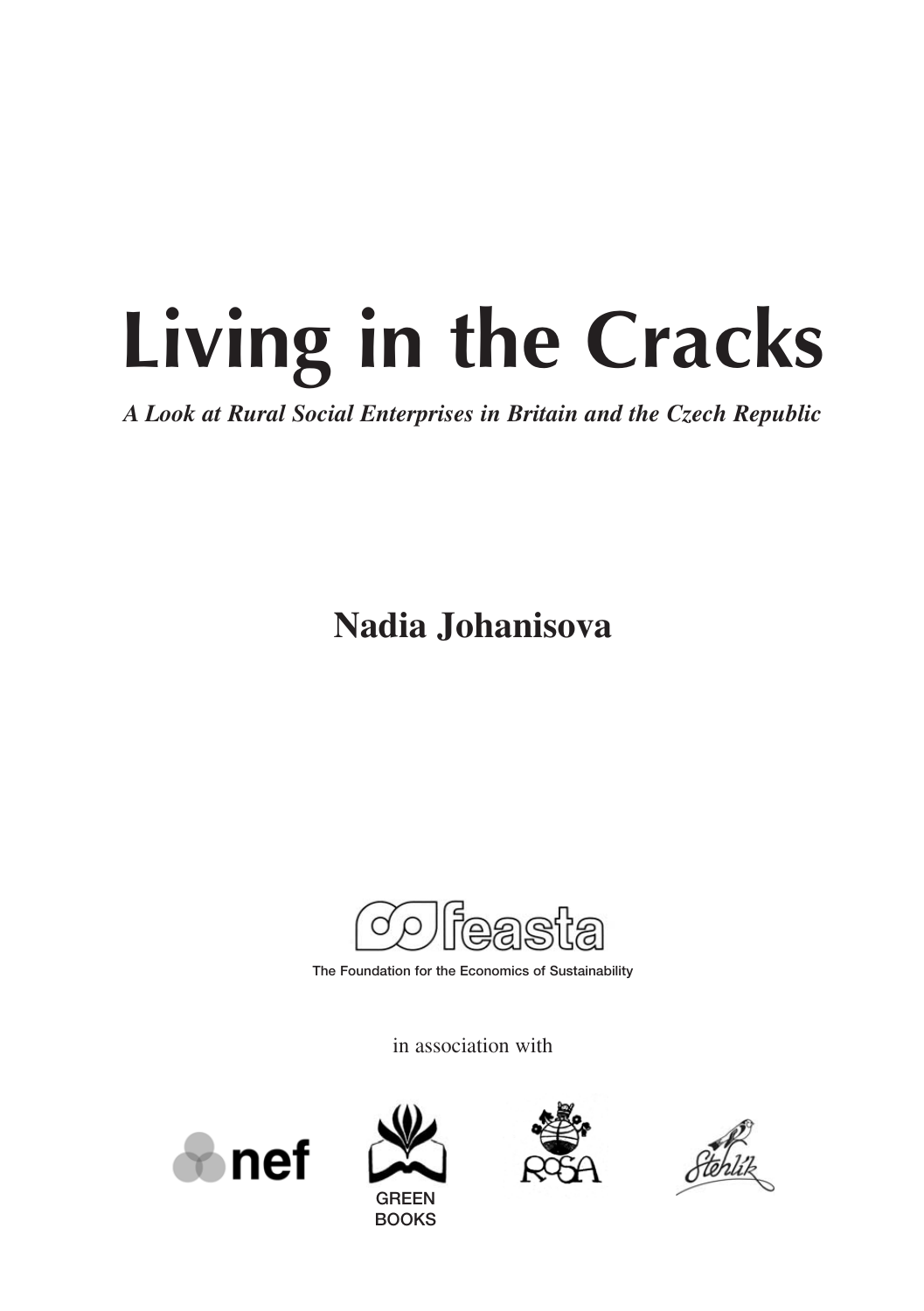# Living in the Cracks

***A Look at Rural Social Enterprises in Britain and the Czech Republic***

**Nadia Johanisova**

feasta

The Foundation for the Economics of Sustainability

in association with

nef

GREEN BOOKS

ROSA

Stehlík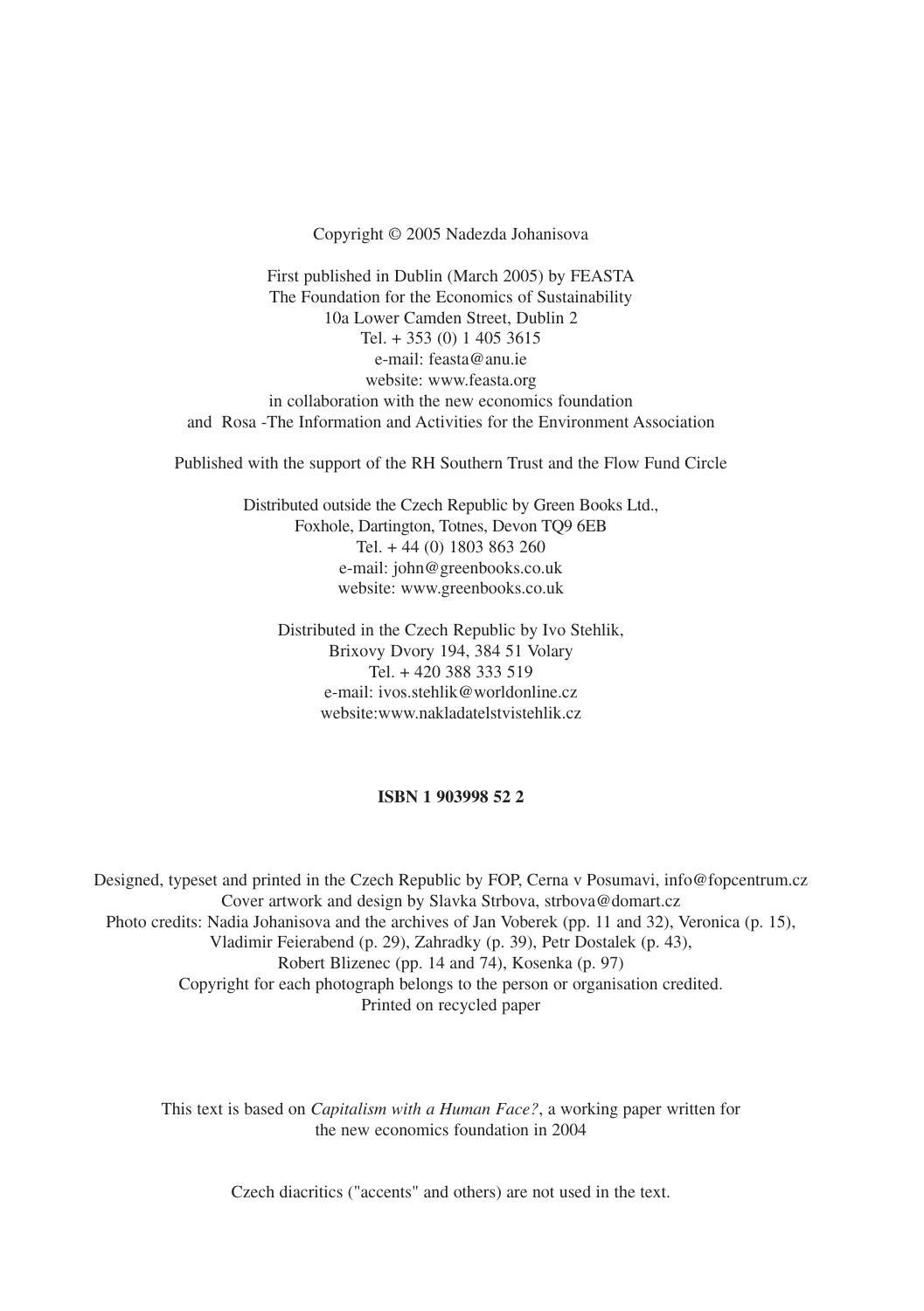Copyright © 2005 Nadezda Johanisova

First published in Dublin (March 2005) by FEASTA
The Foundation for the Economics of Sustainability
10a Lower Camden Street, Dublin 2
Tel. + 353 (0) 1 405 3615
e-mail: feasta@anu.ie
website: www.feasta.org
in collaboration with the new economics foundation
and Rosa -The Information and Activities for the Environment Association

Published with the support of the RH Southern Trust and the Flow Fund Circle

Distributed outside the Czech Republic by Green Books Ltd.,
Foxhole, Dartington, Totnes, Devon TQ9 6EB
Tel. + 44 (0) 1803 863 260
e-mail: john@greenbooks.co.uk
website: www.greenbooks.co.uk

Distributed in the Czech Republic by Ivo Stehlik,
Brixovy Dvory 194, 384 51 Volary
Tel. + 420 388 333 519
e-mail: ivos.stehlik@worldonline.cz
website:www.nakladatelstvistehlik.cz

**ISBN 1 903998 52 2**

Designed, typeset and printed in the Czech Republic by FOP, Cerna v Posumavi, info@fopcentrum.cz
Cover artwork and design by Slavka Strbova, strbova@domart.cz
Photo credits: Nadia Johanisova and the archives of Jan Voberek (pp. 11 and 32), Veronica (p. 15),
Vladimir Feierabend (p. 29), Zahradky (p. 39), Petr Dostalek (p. 43),
Robert Blizenec (pp. 14 and 74), Kosenka (p. 97)
Copyright for each photograph belongs to the person or organisation credited.
Printed on recycled paper

This text is based on *Capitalism with a Human Face?*, a working paper written for
the new economics foundation in 2004

Czech diacritics ("accents" and others) are not used in the text.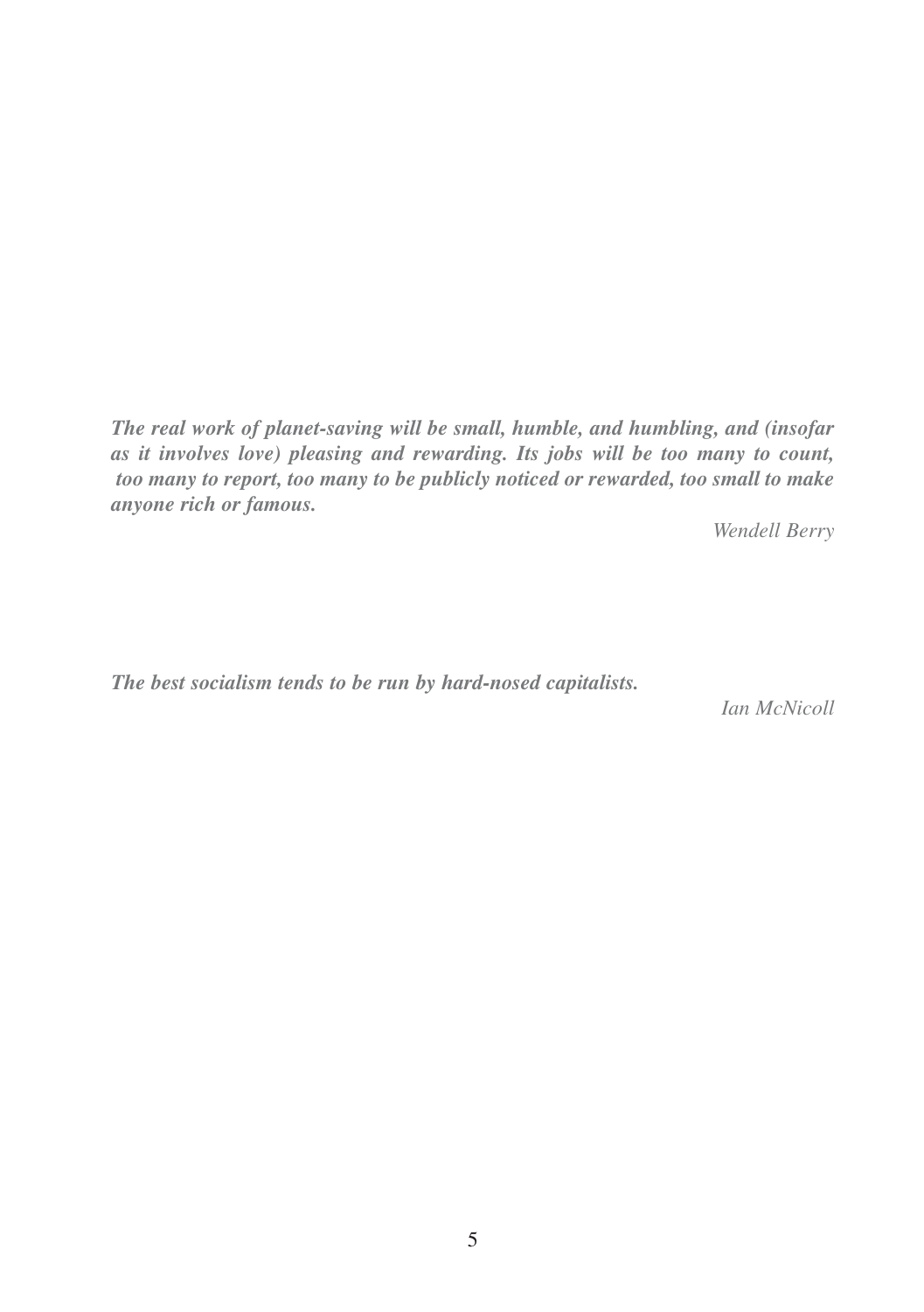***The real work of planet-saving will be small, humble, and humbling, and (insofar as it involves love) pleasing and rewarding. Its jobs will be too many to count, too many to report, too many to be publicly noticed or rewarded, too small to make anyone rich or famous.***

*Wendell Berry*

***The best socialism tends to be run by hard-nosed capitalists.***

*Ian McNicoll*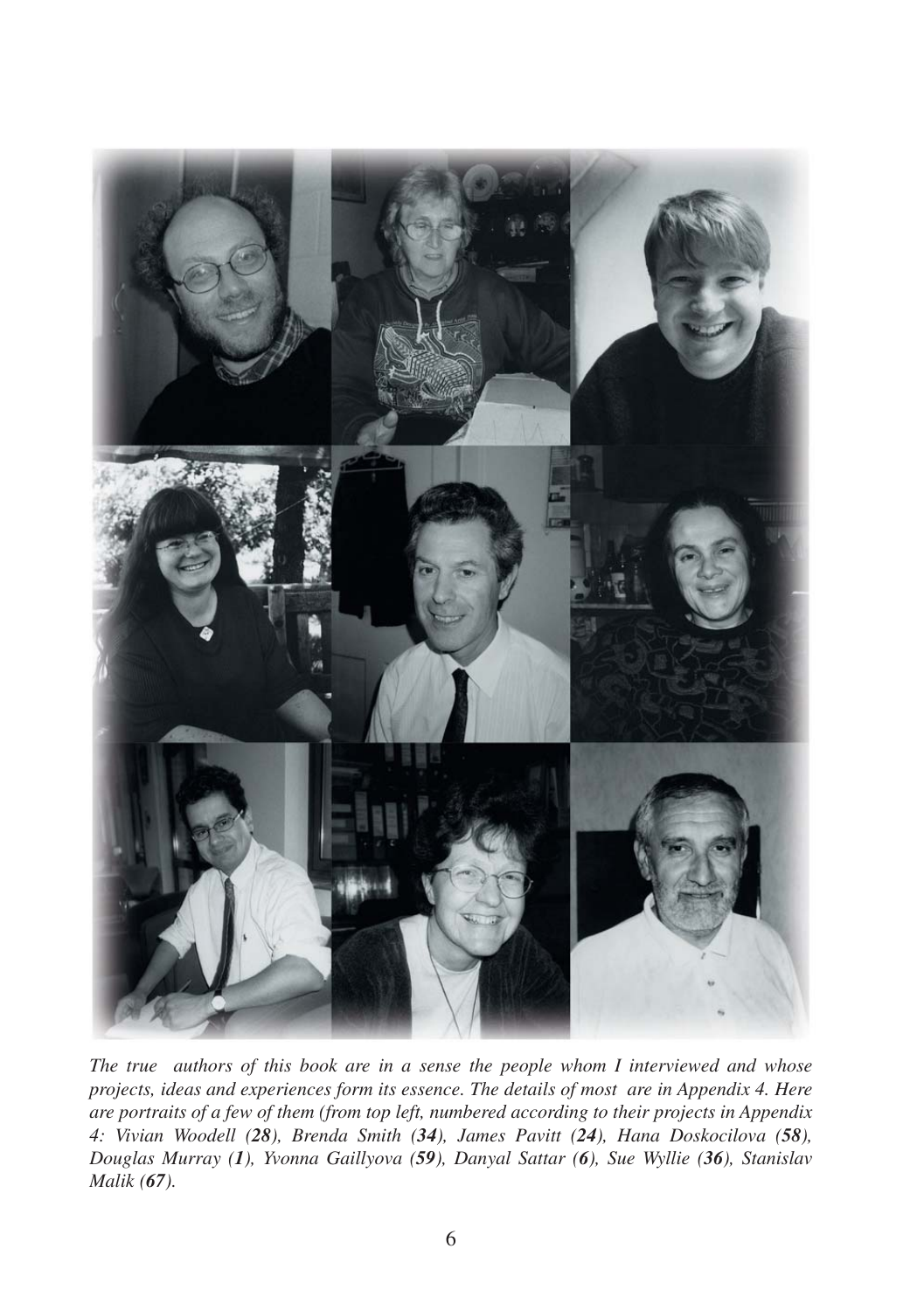*The true authors of this book are in a sense the people whom I interviewed and whose projects, ideas and experiences form its essence. The details of most are in Appendix 4. Here are portraits of a few of them (from top left, numbered according to their projects in Appendix 4: Vivian Woodell (**28**), Brenda Smith (**34**), James Pavitt (**24**), Hana Doskocilova (**58**), Douglas Murray (**1**), Yvonna Gaillyova (**59**), Danyal Sattar (**6**), Sue Wyllie (**36**), Stanislav Malik (**67**).*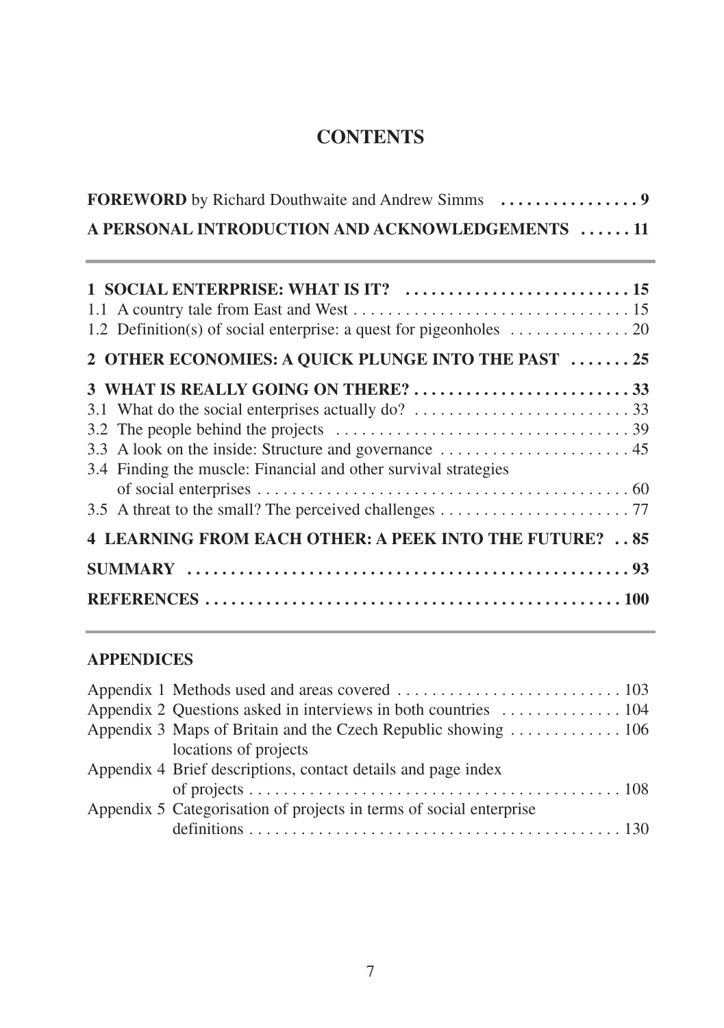# CONTENTS

**FOREWORD** by Richard Douthwaite and Andrew Simms ........ 9

**A PERSONAL INTRODUCTION AND ACKNOWLEDGEMENTS** ...... 11

---

**1 SOCIAL ENTERPRISE: WHAT IS IT?** ........ 15

1.1 A country tale from East and West ........ 15

1.2 Definition(s) of social enterprise: a quest for pigeonholes ........ 20

**2 OTHER ECONOMIES: A QUICK PLUNGE INTO THE PAST** ........ 25

**3 WHAT IS REALLY GOING ON THERE?** ........ 33

3.1 What do the social enterprises actually do? ........ 33

3.2 The people behind the projects ........ 39

3.3 A look on the inside: Structure and governance ........ 45

3.4 Finding the muscle: Financial and other survival strategies of social enterprises ........ 60

3.5 A threat to the small? The perceived challenges ........ 77

**4 LEARNING FROM EACH OTHER: A PEEK INTO THE FUTURE?** .. 85

**SUMMARY** ........ 93

**REFERENCES** ........ 100

---

**APPENDICES**

Appendix 1 Methods used and areas covered ........ 103

Appendix 2 Questions asked in interviews in both countries ........ 104

Appendix 3 Maps of Britain and the Czech Republic showing locations of projects ........ 106

Appendix 4 Brief descriptions, contact details and page index of projects ........ 108

Appendix 5 Categorisation of projects in terms of social enterprise definitions ........ 130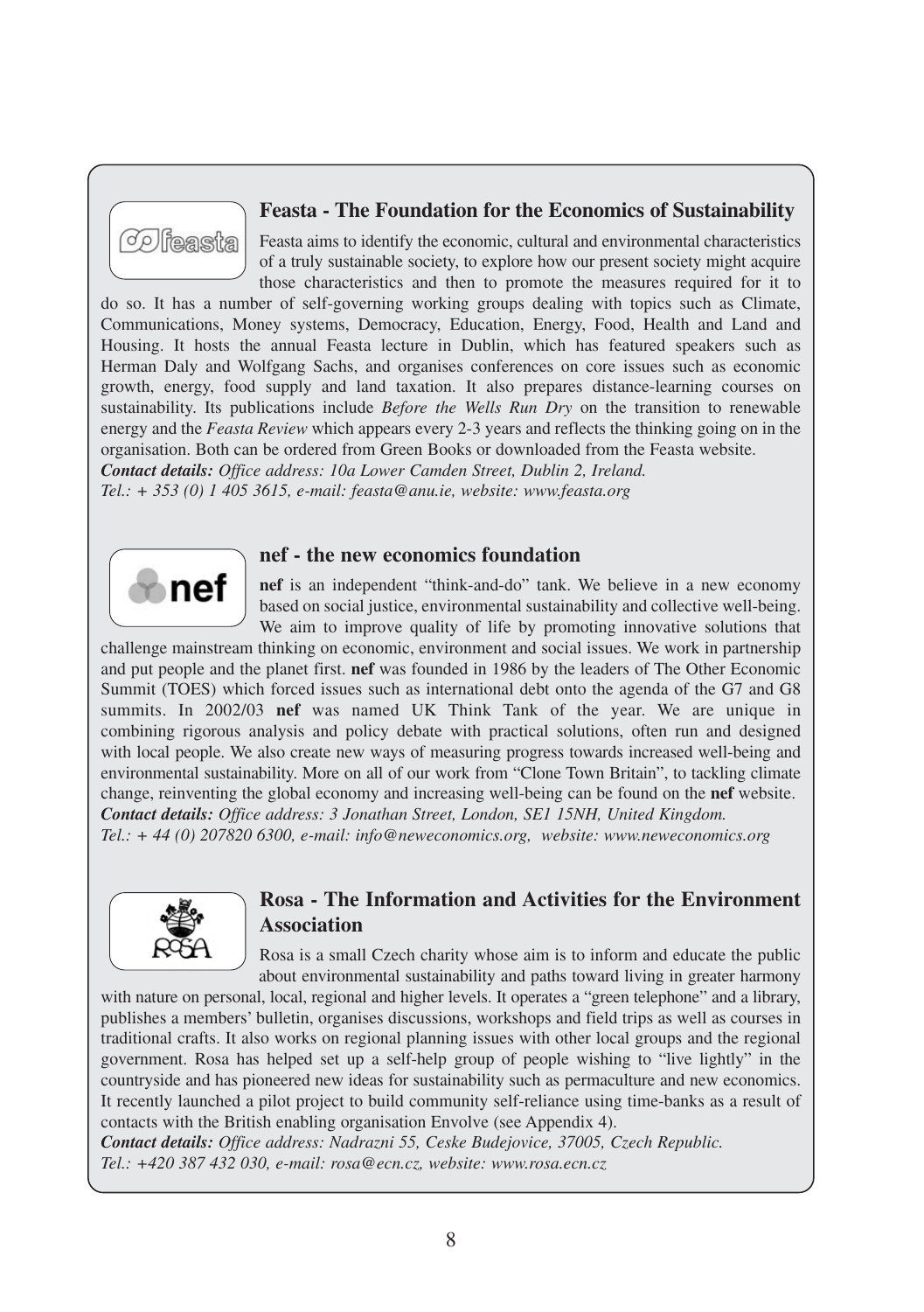## Feasta - The Foundation for the Economics of Sustainability

Feasta aims to identify the economic, cultural and environmental characteristics of a truly sustainable society, to explore how our present society might acquire those characteristics and then to promote the measures required for it to do so. It has a number of self-governing working groups dealing with topics such as Climate, Communications, Money systems, Democracy, Education, Energy, Food, Health and Land and Housing. It hosts the annual Feasta lecture in Dublin, which has featured speakers such as Herman Daly and Wolfgang Sachs, and organises conferences on core issues such as economic growth, energy, food supply and land taxation. It also prepares distance-learning courses on sustainability. Its publications include *Before the Wells Run Dry* on the transition to renewable energy and the *Feasta Review* which appears every 2-3 years and reflects the thinking going on in the organisation. Both can be ordered from Green Books or downloaded from the Feasta website.

***Contact details:*** *Office address: 10a Lower Camden Street, Dublin 2, Ireland.*
*Tel.: + 353 (0) 1 405 3615, e-mail: feasta@anu.ie, website: www.feasta.org*

## nef - the new economics foundation

**nef** is an independent "think-and-do" tank. We believe in a new economy based on social justice, environmental sustainability and collective well-being. We aim to improve quality of life by promoting innovative solutions that challenge mainstream thinking on economic, environment and social issues. We work in partnership and put people and the planet first. **nef** was founded in 1986 by the leaders of The Other Economic Summit (TOES) which forced issues such as international debt onto the agenda of the G7 and G8 summits. In 2002/03 **nef** was named UK Think Tank of the year. We are unique in combining rigorous analysis and policy debate with practical solutions, often run and designed with local people. We also create new ways of measuring progress towards increased well-being and environmental sustainability. More on all of our work from "Clone Town Britain", to tackling climate change, reinventing the global economy and increasing well-being can be found on the **nef** website.

***Contact details:*** *Office address: 3 Jonathan Street, London, SE1 15NH, United Kingdom.*
*Tel.: + 44 (0) 207820 6300, e-mail: info@neweconomics.org, website: www.neweconomics.org*

## Rosa - The Information and Activities for the Environment Association

Rosa is a small Czech charity whose aim is to inform and educate the public about environmental sustainability and paths toward living in greater harmony with nature on personal, local, regional and higher levels. It operates a "green telephone" and a library, publishes a members' bulletin, organises discussions, workshops and field trips as well as courses in traditional crafts. It also works on regional planning issues with other local groups and the regional government. Rosa has helped set up a self-help group of people wishing to "live lightly" in the countryside and has pioneered new ideas for sustainability such as permaculture and new economics. It recently launched a pilot project to build community self-reliance using time-banks as a result of contacts with the British enabling organisation Envolve (see Appendix 4).

***Contact details:*** *Office address: Nadrazni 55, Ceske Budejovice, 37005, Czech Republic.*
*Tel.: +420 387 432 030, e-mail: rosa@ecn.cz, website: www.rosa.ecn.cz*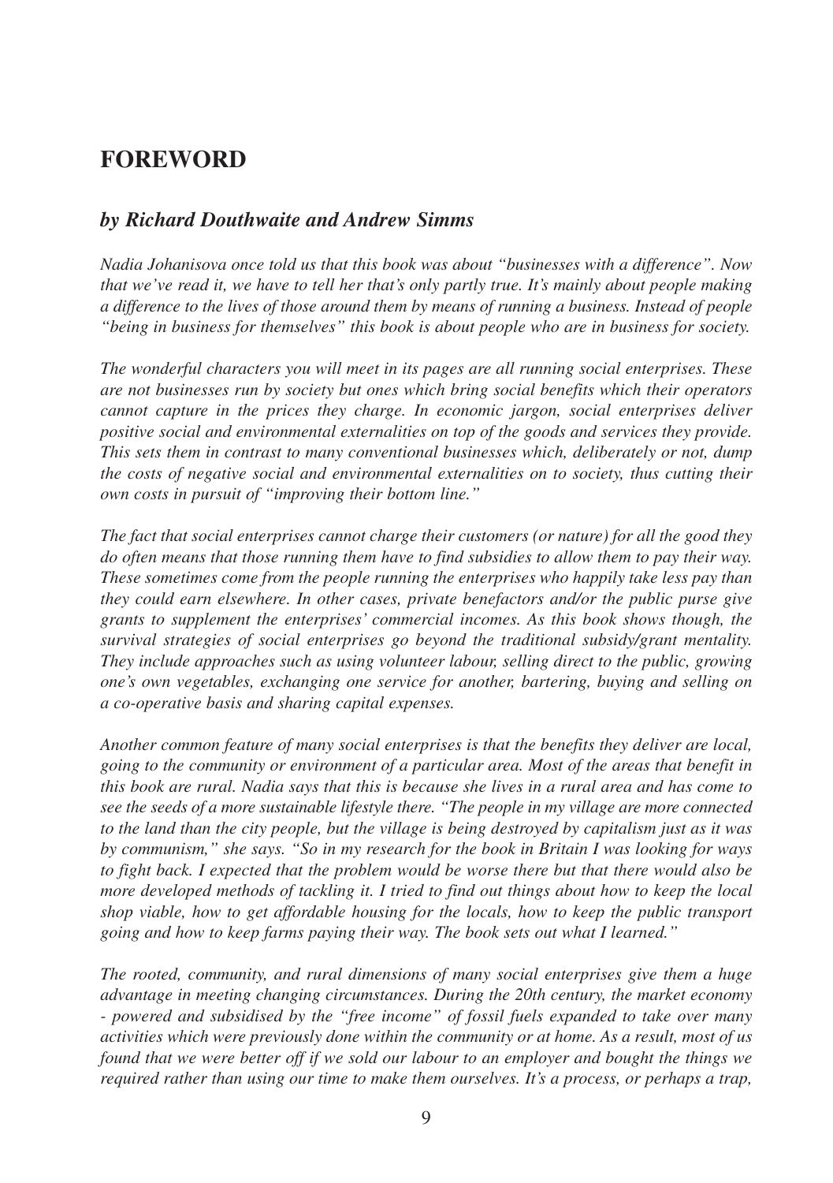# FOREWORD

## *by Richard Douthwaite and Andrew Simms*

*Nadia Johanisova once told us that this book was about "businesses with a difference". Now that we've read it, we have to tell her that's only partly true. It's mainly about people making a difference to the lives of those around them by means of running a business. Instead of people "being in business for themselves" this book is about people who are in business for society.*

*The wonderful characters you will meet in its pages are all running social enterprises. These are not businesses run by society but ones which bring social benefits which their operators cannot capture in the prices they charge. In economic jargon, social enterprises deliver positive social and environmental externalities on top of the goods and services they provide. This sets them in contrast to many conventional businesses which, deliberately or not, dump the costs of negative social and environmental externalities on to society, thus cutting their own costs in pursuit of "improving their bottom line."*

*The fact that social enterprises cannot charge their customers (or nature) for all the good they do often means that those running them have to find subsidies to allow them to pay their way. These sometimes come from the people running the enterprises who happily take less pay than they could earn elsewhere. In other cases, private benefactors and/or the public purse give grants to supplement the enterprises' commercial incomes. As this book shows though, the survival strategies of social enterprises go beyond the traditional subsidy/grant mentality. They include approaches such as using volunteer labour, selling direct to the public, growing one's own vegetables, exchanging one service for another, bartering, buying and selling on a co-operative basis and sharing capital expenses.*

*Another common feature of many social enterprises is that the benefits they deliver are local, going to the community or environment of a particular area. Most of the areas that benefit in this book are rural. Nadia says that this is because she lives in a rural area and has come to see the seeds of a more sustainable lifestyle there. "The people in my village are more connected to the land than the city people, but the village is being destroyed by capitalism just as it was by communism," she says. "So in my research for the book in Britain I was looking for ways to fight back. I expected that the problem would be worse there but that there would also be more developed methods of tackling it. I tried to find out things about how to keep the local shop viable, how to get affordable housing for the locals, how to keep the public transport going and how to keep farms paying their way. The book sets out what I learned."*

*The rooted, community, and rural dimensions of many social enterprises give them a huge advantage in meeting changing circumstances. During the 20th century, the market economy - powered and subsidised by the "free income" of fossil fuels expanded to take over many activities which were previously done within the community or at home. As a result, most of us found that we were better off if we sold our labour to an employer and bought the things we required rather than using our time to make them ourselves. It's a process, or perhaps a trap,*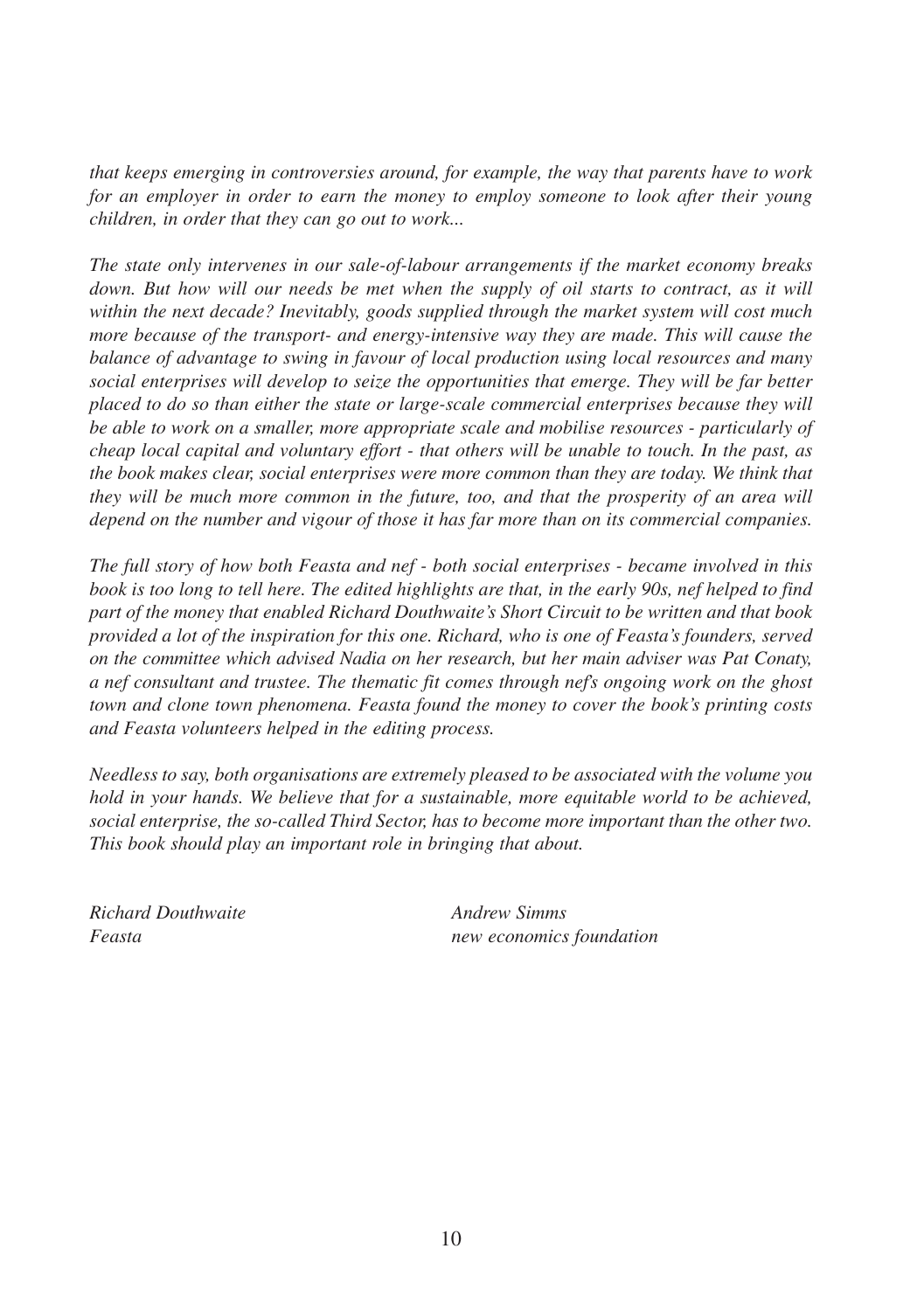*that keeps emerging in controversies around, for example, the way that parents have to work for an employer in order to earn the money to employ someone to look after their young children, in order that they can go out to work...*

*The state only intervenes in our sale-of-labour arrangements if the market economy breaks down. But how will our needs be met when the supply of oil starts to contract, as it will within the next decade? Inevitably, goods supplied through the market system will cost much more because of the transport- and energy-intensive way they are made. This will cause the balance of advantage to swing in favour of local production using local resources and many social enterprises will develop to seize the opportunities that emerge. They will be far better placed to do so than either the state or large-scale commercial enterprises because they will be able to work on a smaller, more appropriate scale and mobilise resources - particularly of cheap local capital and voluntary effort - that others will be unable to touch. In the past, as the book makes clear, social enterprises were more common than they are today. We think that they will be much more common in the future, too, and that the prosperity of an area will depend on the number and vigour of those it has far more than on its commercial companies.*

*The full story of how both Feasta and nef - both social enterprises - became involved in this book is too long to tell here. The edited highlights are that, in the early 90s, nef helped to find part of the money that enabled Richard Douthwaite's Short Circuit to be written and that book provided a lot of the inspiration for this one. Richard, who is one of Feasta's founders, served on the committee which advised Nadia on her research, but her main adviser was Pat Conaty, a nef consultant and trustee. The thematic fit comes through nef's ongoing work on the ghost town and clone town phenomena. Feasta found the money to cover the book's printing costs and Feasta volunteers helped in the editing process.*

*Needless to say, both organisations are extremely pleased to be associated with the volume you hold in your hands. We believe that for a sustainable, more equitable world to be achieved, social enterprise, the so-called Third Sector, has to become more important than the other two. This book should play an important role in bringing that about.*

*Richard Douthwaite*
*Feasta*

*Andrew Simms*
*new economics foundation*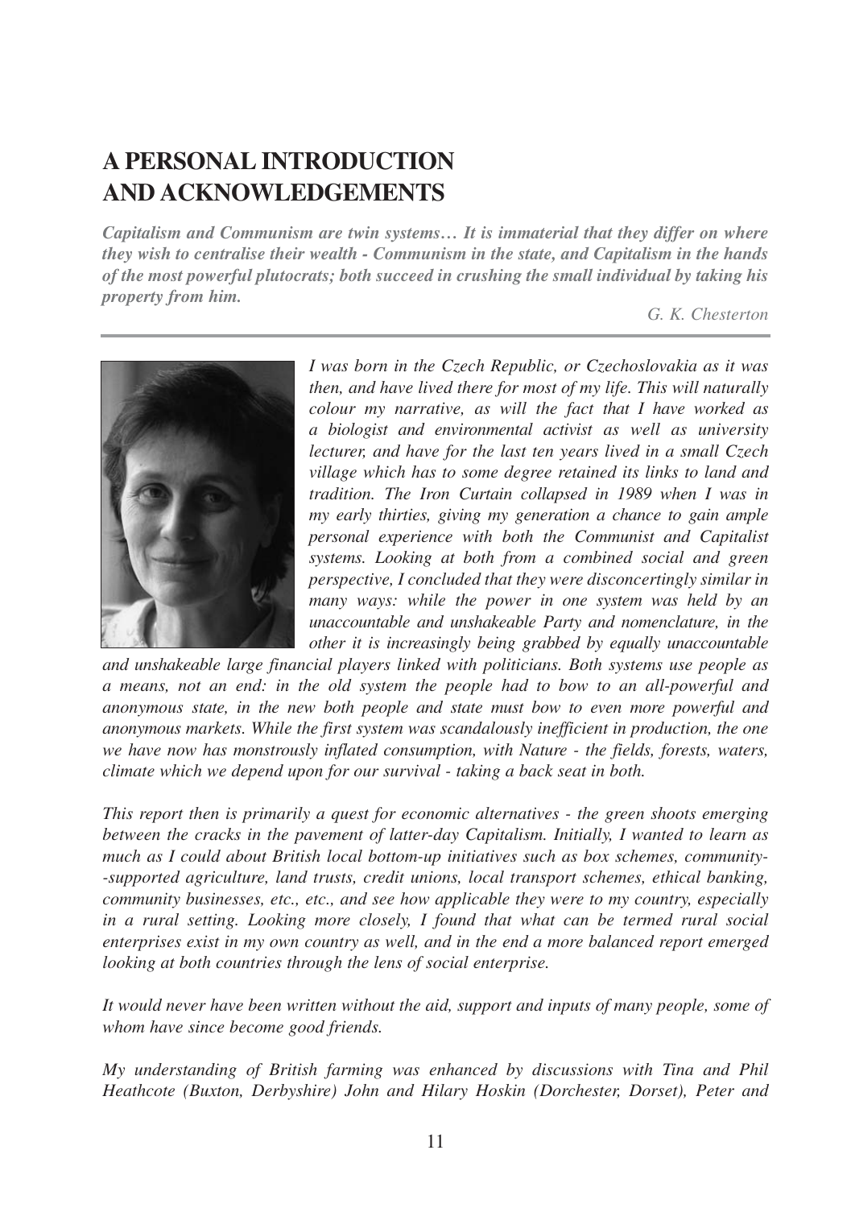# A PERSONAL INTRODUCTION AND ACKNOWLEDGEMENTS

***Capitalism and Communism are twin systems… It is immaterial that they differ on where they wish to centralise their wealth - Communism in the state, and Capitalism in the hands of the most powerful plutocrats; both succeed in crushing the small individual by taking his property from him.***

*G. K. Chesterton*

*I was born in the Czech Republic, or Czechoslovakia as it was then, and have lived there for most of my life. This will naturally colour my narrative, as will the fact that I have worked as a biologist and environmental activist as well as university lecturer, and have for the last ten years lived in a small Czech village which has to some degree retained its links to land and tradition. The Iron Curtain collapsed in 1989 when I was in my early thirties, giving my generation a chance to gain ample personal experience with both the Communist and Capitalist systems. Looking at both from a combined social and green perspective, I concluded that they were disconcertingly similar in many ways: while the power in one system was held by an unaccountable and unshakeable Party and nomenclature, in the other it is increasingly being grabbed by equally unaccountable and unshakeable large financial players linked with politicians. Both systems use people as a means, not an end: in the old system the people had to bow to an all-powerful and anonymous state, in the new both people and state must bow to even more powerful and anonymous markets. While the first system was scandalously inefficient in production, the one we have now has monstrously inflated consumption, with Nature - the fields, forests, waters, climate which we depend upon for our survival - taking a back seat in both.*

*This report then is primarily a quest for economic alternatives - the green shoots emerging between the cracks in the pavement of latter-day Capitalism. Initially, I wanted to learn as much as I could about British local bottom-up initiatives such as box schemes, community--supported agriculture, land trusts, credit unions, local transport schemes, ethical banking, community businesses, etc., etc., and see how applicable they were to my country, especially in a rural setting. Looking more closely, I found that what can be termed rural social enterprises exist in my own country as well, and in the end a more balanced report emerged looking at both countries through the lens of social enterprise.*

*It would never have been written without the aid, support and inputs of many people, some of whom have since become good friends.*

*My understanding of British farming was enhanced by discussions with Tina and Phil Heathcote (Buxton, Derbyshire) John and Hilary Hoskin (Dorchester, Dorset), Peter and*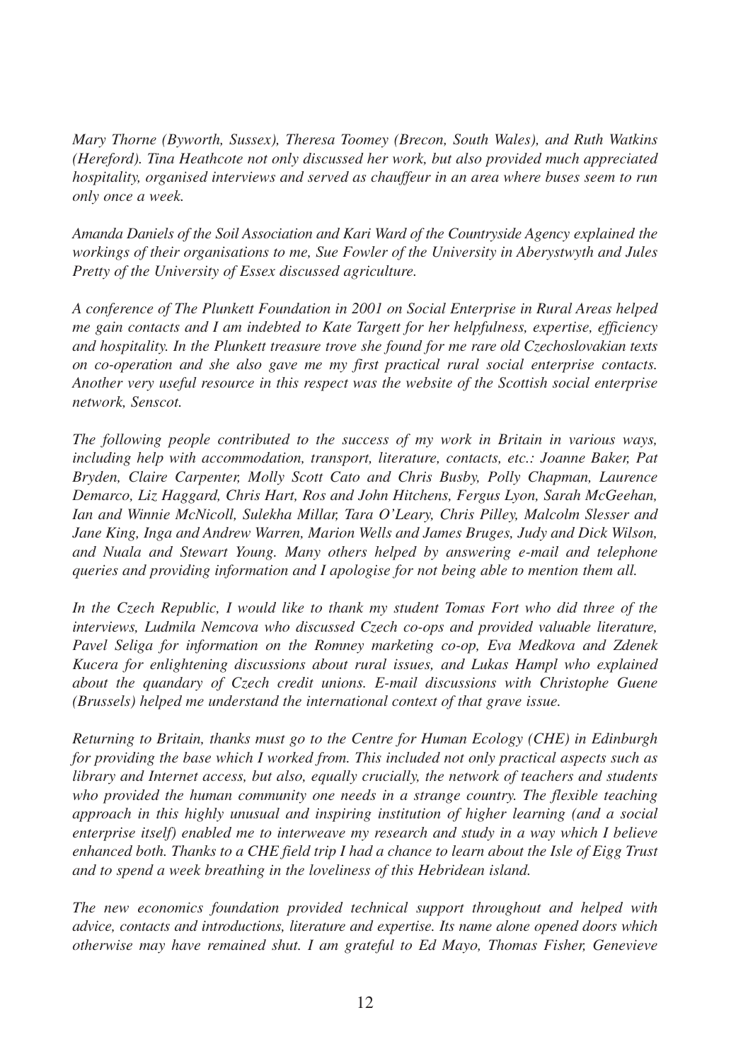*Mary Thorne (Byworth, Sussex), Theresa Toomey (Brecon, South Wales), and Ruth Watkins (Hereford). Tina Heathcote not only discussed her work, but also provided much appreciated hospitality, organised interviews and served as chauffeur in an area where buses seem to run only once a week.*

*Amanda Daniels of the Soil Association and Kari Ward of the Countryside Agency explained the workings of their organisations to me, Sue Fowler of the University in Aberystwyth and Jules Pretty of the University of Essex discussed agriculture.*

*A conference of The Plunkett Foundation in 2001 on Social Enterprise in Rural Areas helped me gain contacts and I am indebted to Kate Targett for her helpfulness, expertise, efficiency and hospitality. In the Plunkett treasure trove she found for me rare old Czechoslovakian texts on co-operation and she also gave me my first practical rural social enterprise contacts. Another very useful resource in this respect was the website of the Scottish social enterprise network, Senscot.*

*The following people contributed to the success of my work in Britain in various ways, including help with accommodation, transport, literature, contacts, etc.: Joanne Baker, Pat Bryden, Claire Carpenter, Molly Scott Cato and Chris Busby, Polly Chapman, Laurence Demarco, Liz Haggard, Chris Hart, Ros and John Hitchens, Fergus Lyon, Sarah McGeehan, Ian and Winnie McNicoll, Sulekha Millar, Tara O'Leary, Chris Pilley, Malcolm Slesser and Jane King, Inga and Andrew Warren, Marion Wells and James Bruges, Judy and Dick Wilson, and Nuala and Stewart Young. Many others helped by answering e-mail and telephone queries and providing information and I apologise for not being able to mention them all.*

*In the Czech Republic, I would like to thank my student Tomas Fort who did three of the interviews, Ludmila Nemcova who discussed Czech co-ops and provided valuable literature, Pavel Seliga for information on the Romney marketing co-op, Eva Medkova and Zdenek Kucera for enlightening discussions about rural issues, and Lukas Hampl who explained about the quandary of Czech credit unions. E-mail discussions with Christophe Guene (Brussels) helped me understand the international context of that grave issue.*

*Returning to Britain, thanks must go to the Centre for Human Ecology (CHE) in Edinburgh for providing the base which I worked from. This included not only practical aspects such as library and Internet access, but also, equally crucially, the network of teachers and students who provided the human community one needs in a strange country. The flexible teaching approach in this highly unusual and inspiring institution of higher learning (and a social enterprise itself) enabled me to interweave my research and study in a way which I believe enhanced both. Thanks to a CHE field trip I had a chance to learn about the Isle of Eigg Trust and to spend a week breathing in the loveliness of this Hebridean island.*

*The new economics foundation provided technical support throughout and helped with advice, contacts and introductions, literature and expertise. Its name alone opened doors which otherwise may have remained shut. I am grateful to Ed Mayo, Thomas Fisher, Genevieve*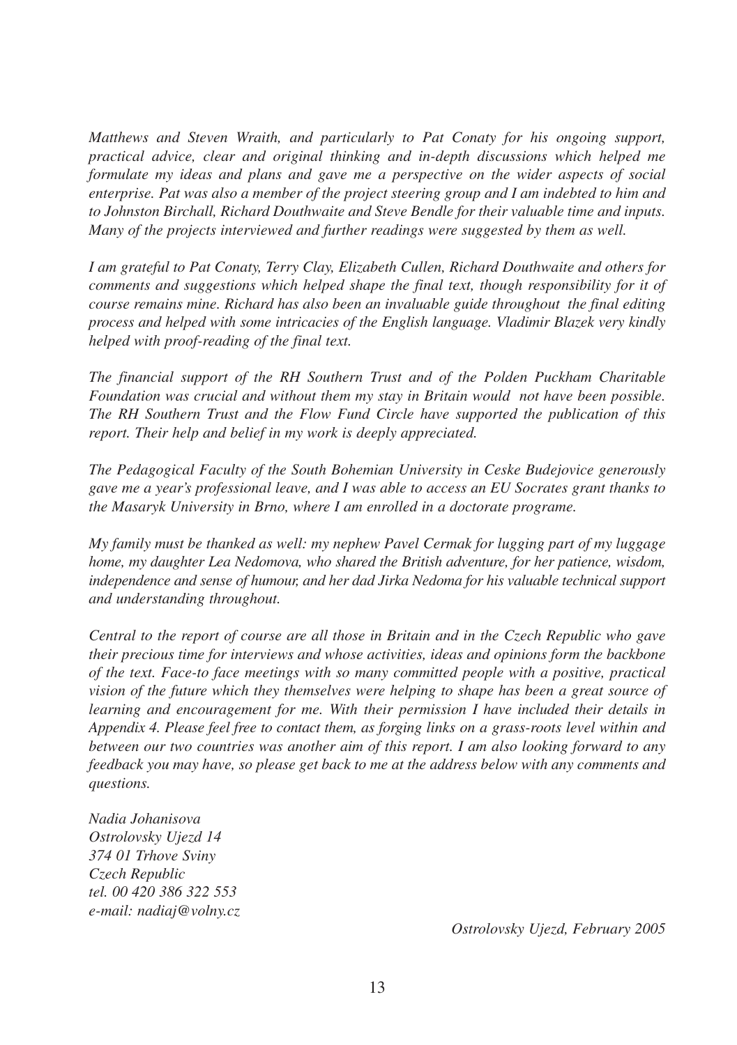*Matthews and Steven Wraith, and particularly to Pat Conaty for his ongoing support, practical advice, clear and original thinking and in-depth discussions which helped me formulate my ideas and plans and gave me a perspective on the wider aspects of social enterprise. Pat was also a member of the project steering group and I am indebted to him and to Johnston Birchall, Richard Douthwaite and Steve Bendle for their valuable time and inputs. Many of the projects interviewed and further readings were suggested by them as well.*

*I am grateful to Pat Conaty, Terry Clay, Elizabeth Cullen, Richard Douthwaite and others for comments and suggestions which helped shape the final text, though responsibility for it of course remains mine. Richard has also been an invaluable guide throughout the final editing process and helped with some intricacies of the English language. Vladimir Blazek very kindly helped with proof-reading of the final text.*

*The financial support of the RH Southern Trust and of the Polden Puckham Charitable Foundation was crucial and without them my stay in Britain would not have been possible. The RH Southern Trust and the Flow Fund Circle have supported the publication of this report. Their help and belief in my work is deeply appreciated.*

*The Pedagogical Faculty of the South Bohemian University in Ceske Budejovice generously gave me a year's professional leave, and I was able to access an EU Socrates grant thanks to the Masaryk University in Brno, where I am enrolled in a doctorate programe.*

*My family must be thanked as well: my nephew Pavel Cermak for lugging part of my luggage home, my daughter Lea Nedomova, who shared the British adventure, for her patience, wisdom, independence and sense of humour, and her dad Jirka Nedoma for his valuable technical support and understanding throughout.*

*Central to the report of course are all those in Britain and in the Czech Republic who gave their precious time for interviews and whose activities, ideas and opinions form the backbone of the text. Face-to face meetings with so many committed people with a positive, practical vision of the future which they themselves were helping to shape has been a great source of learning and encouragement for me. With their permission I have included their details in Appendix 4. Please feel free to contact them, as forging links on a grass-roots level within and between our two countries was another aim of this report. I am also looking forward to any feedback you may have, so please get back to me at the address below with any comments and questions.*

*Nadia Johanisova*
*Ostrolovsky Ujezd 14*
*374 01 Trhove Sviny*
*Czech Republic*
*tel. 00 420 386 322 553*
*e-mail: nadiaj@volny.cz*

*Ostrolovsky Ujezd, February 2005*